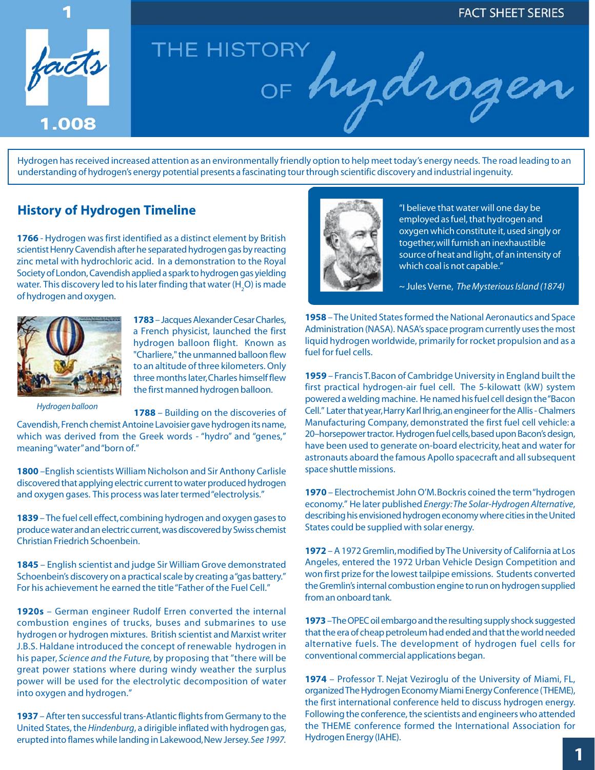FACT SHEET SERIES

# THE HISTORY OF hydrogen

Hydrogen has received increased attention as an environmentally friendly option to help meet today's energy needs. The road leading to an understanding of hydrogen's energy potential presents a fascinating tour through scientific discovery and industrial ingenuity.

## History of Hydrogen Timeline

**1766** - Hydrogen was first identified as a distinct element by British scientist Henry Cavendish after he separated hydrogen gas by reacting zinc metal with hydrochloric acid. In a demonstration to the Royal Society of London, Cavendish applied a spark to hydrogen gas yielding water. This discovery led to his later finding that water ($H_2O$) is made of hydrogen and oxygen.

**1783** – Jacques Alexander Cesar Charles, a French physicist, launched the first hydrogen balloon flight. Known as "Charliere," the unmanned balloon flew to an altitude of three kilometers. Only three months later, Charles himself flew the first manned hydrogen balloon.

*Hydrogen balloon*

**1788** – Building on the discoveries of Cavendish, French chemist Antoine Lavoisier gave hydrogen its name, which was derived from the Greek words - "hydro" and "genes," meaning "water" and "born of."

**1800** –English scientists William Nicholson and Sir Anthony Carlisle discovered that applying electric current to water produced hydrogen and oxygen gases. This process was later termed "electrolysis."

**1839** – The fuel cell effect, combining hydrogen and oxygen gases to produce water and an electric current, was discovered by Swiss chemist Christian Friedrich Schoenbein.

**1845** – English scientist and judge Sir William Grove demonstrated Schoenbein's discovery on a practical scale by creating a "gas battery." For his achievement he earned the title "Father of the Fuel Cell."

**1920s** – German engineer Rudolf Erren converted the internal combustion engines of trucks, buses and submarines to use hydrogen or hydrogen mixtures. British scientist and Marxist writer J.B.S. Haldane introduced the concept of renewable hydrogen in his paper, *Science and the Future,* by proposing that "there will be great power stations where during windy weather the surplus power will be used for the electrolytic decomposition of water into oxygen and hydrogen."

**1937** – After ten successful trans-Atlantic flights from Germany to the United States, the *Hindenburg*, a dirigible inflated with hydrogen gas, erupted into flames while landing in Lakewood, New Jersey. *See 1997.*

"I believe that water will one day be employed as fuel, that hydrogen and oxygen which constitute it, used singly or together, will furnish an inexhaustible source of heat and light, of an intensity of which coal is not capable."

~ Jules Verne, *The Mysterious Island (1874)*

**1958** – The United States formed the National Aeronautics and Space Administration (NASA). NASA's space program currently uses the most liquid hydrogen worldwide, primarily for rocket propulsion and as a fuel for fuel cells.

**1959** – Francis T. Bacon of Cambridge University in England built the first practical hydrogen-air fuel cell. The 5-kilowatt (kW) system powered a welding machine. He named his fuel cell design the "Bacon Cell." Later that year, Harry Karl Ihrig, an engineer for the Allis - Chalmers Manufacturing Company, demonstrated the first fuel cell vehicle: a 20–horsepower tractor. Hydrogen fuel cells, based upon Bacon's design, have been used to generate on-board electricity, heat and water for astronauts aboard the famous Apollo spacecraft and all subsequent space shuttle missions.

**1970** – Electrochemist John O'M. Bockris coined the term "hydrogen economy." He later published *Energy: The Solar-Hydrogen Alternative*, describing his envisioned hydrogen economy where cities in the United States could be supplied with solar energy.

**1972** – A 1972 Gremlin, modified by The University of California at Los Angeles, entered the 1972 Urban Vehicle Design Competition and won first prize for the lowest tailpipe emissions. Students converted the Gremlin's internal combustion engine to run on hydrogen supplied from an onboard tank.

**1973** –The OPEC oil embargo and the resulting supply shock suggested that the era of cheap petroleum had ended and that the world needed alternative fuels. The development of hydrogen fuel cells for conventional commercial applications began.

**1974** – Professor T. Nejat Veziroglu of the University of Miami, FL, organized The Hydrogen Economy Miami Energy Conference (THEME), the first international conference held to discuss hydrogen energy. Following the conference, the scientists and engineers who attended the THEME conference formed the International Association for Hydrogen Energy (IAHE).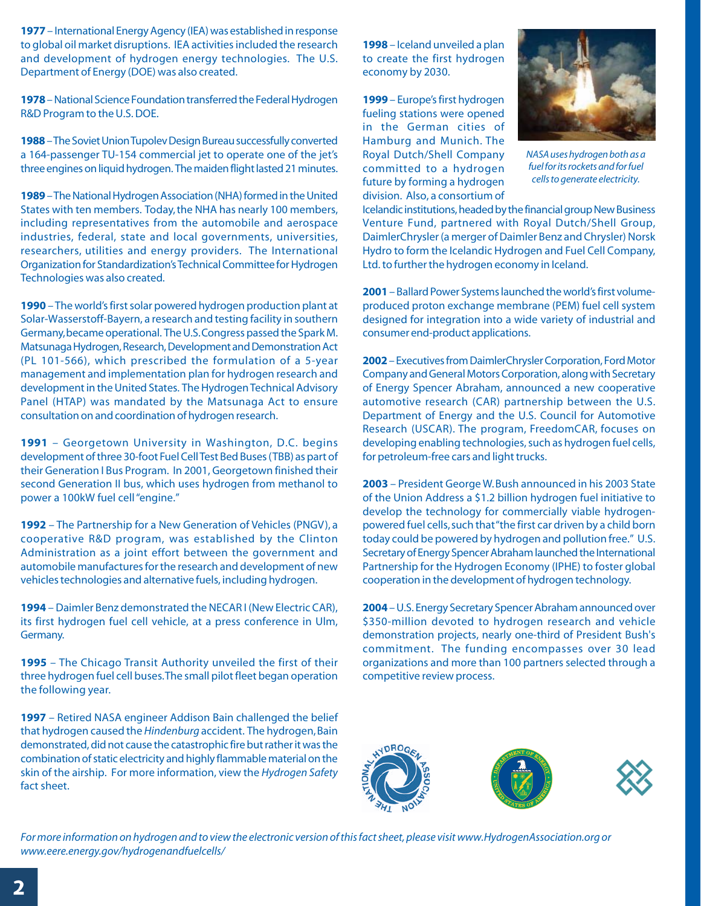**1977** – International Energy Agency (IEA) was established in response to global oil market disruptions. IEA activities included the research and development of hydrogen energy technologies. The U.S. Department of Energy (DOE) was also created.

**1978** – National Science Foundation transferred the Federal Hydrogen R&D Program to the U.S. DOE.

**1988** – The Soviet Union Tupolev Design Bureau successfully converted a 164-passenger TU-154 commercial jet to operate one of the jet's three engines on liquid hydrogen. The maiden flight lasted 21 minutes.

**1989** – The National Hydrogen Association (NHA) formed in the United States with ten members. Today, the NHA has nearly 100 members, including representatives from the automobile and aerospace industries, federal, state and local governments, universities, researchers, utilities and energy providers. The International Organization for Standardization's Technical Committee for Hydrogen Technologies was also created.

**1990** – The world's first solar powered hydrogen production plant at Solar-Wasserstoff-Bayern, a research and testing facility in southern Germany, became operational. The U.S. Congress passed the Spark M. Matsunaga Hydrogen, Research, Development and Demonstration Act (PL 101-566), which prescribed the formulation of a 5-year management and implementation plan for hydrogen research and development in the United States. The Hydrogen Technical Advisory Panel (HTAP) was mandated by the Matsunaga Act to ensure consultation on and coordination of hydrogen research.

**1991** – Georgetown University in Washington, D.C. begins development of three 30-foot Fuel Cell Test Bed Buses (TBB) as part of their Generation I Bus Program. In 2001, Georgetown finished their second Generation II bus, which uses hydrogen from methanol to power a 100kW fuel cell "engine."

**1992** – The Partnership for a New Generation of Vehicles (PNGV), a cooperative R&D program, was established by the Clinton Administration as a joint effort between the government and automobile manufactures for the research and development of new vehicles technologies and alternative fuels, including hydrogen.

**1994** – Daimler Benz demonstrated the NECAR I (New Electric CAR), its first hydrogen fuel cell vehicle, at a press conference in Ulm, Germany.

**1995** – The Chicago Transit Authority unveiled the first of their three hydrogen fuel cell buses. The small pilot fleet began operation the following year.

**1997** – Retired NASA engineer Addison Bain challenged the belief that hydrogen caused the *Hindenburg* accident. The hydrogen, Bain demonstrated, did not cause the catastrophic fire but rather it was the combination of static electricity and highly flammable material on the skin of the airship. For more information, view the *Hydrogen Safety* fact sheet.

**1998** – Iceland unveiled a plan to create the first hydrogen economy by 2030.

*NASA uses hydrogen both as a fuel for its rockets and for fuel cells to generate electricity.*

**1999** – Europe's first hydrogen fueling stations were opened in the German cities of Hamburg and Munich. The Royal Dutch/Shell Company committed to a hydrogen future by forming a hydrogen division. Also, a consortium of Icelandic institutions, headed by the financial group New Business Venture Fund, partnered with Royal Dutch/Shell Group, DaimlerChrysler (a merger of Daimler Benz and Chrysler) Norsk Hydro to form the Icelandic Hydrogen and Fuel Cell Company, Ltd. to further the hydrogen economy in Iceland.

**2001** – Ballard Power Systems launched the world's first volume-produced proton exchange membrane (PEM) fuel cell system designed for integration into a wide variety of industrial and consumer end-product applications.

**2002** – Executives from DaimlerChrysler Corporation, Ford Motor Company and General Motors Corporation, along with Secretary of Energy Spencer Abraham, announced a new cooperative automotive research (CAR) partnership between the U.S. Department of Energy and the U.S. Council for Automotive Research (USCAR). The program, FreedomCAR, focuses on developing enabling technologies, such as hydrogen fuel cells, for petroleum-free cars and light trucks.

**2003** – President George W. Bush announced in his 2003 State of the Union Address a $1.2 billion hydrogen fuel initiative to develop the technology for commercially viable hydrogen-powered fuel cells, such that "the first car driven by a child born today could be powered by hydrogen and pollution free." U.S. Secretary of Energy Spencer Abraham launched the International Partnership for the Hydrogen Economy (IPHE) to foster global cooperation in the development of hydrogen technology.

**2004** – U.S. Energy Secretary Spencer Abraham announced over $350-million devoted to hydrogen research and vehicle demonstration projects, nearly one-third of President Bush's commitment. The funding encompasses over 30 lead organizations and more than 100 partners selected through a competitive review process.

*For more information on hydrogen and to view the electronic version of this fact sheet, please visit www.HydrogenAssociation.org or www.eere.energy.gov/hydrogenandfuelcells/*